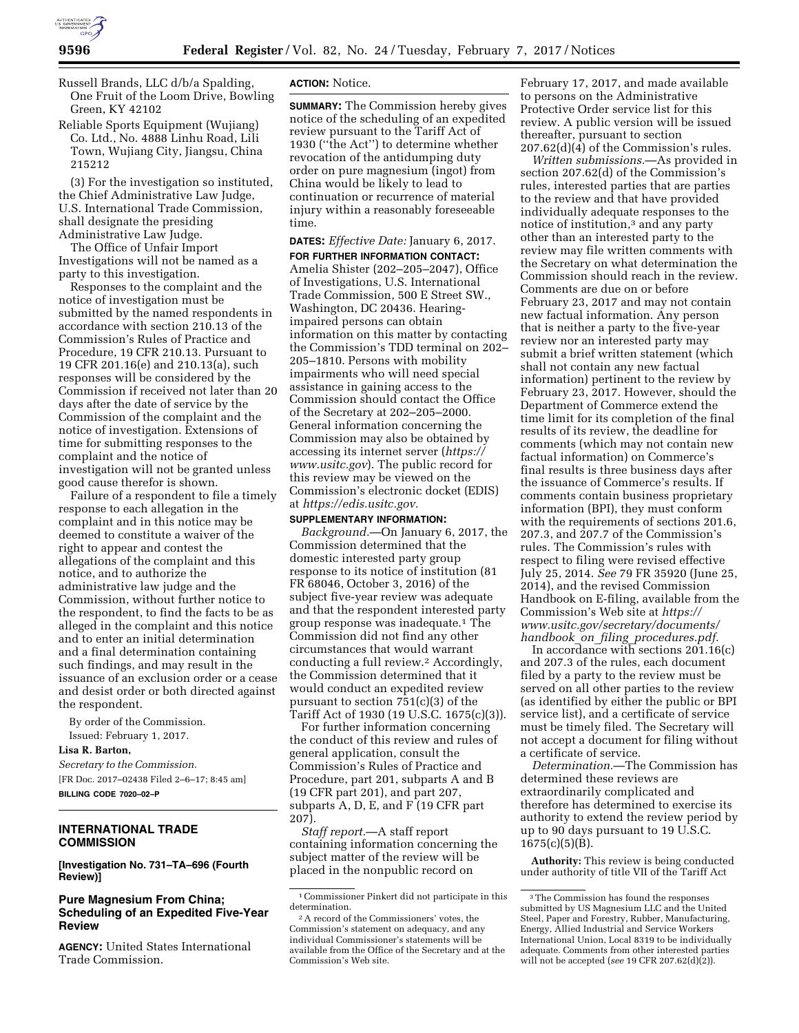Russell Brands, LLC d/b/a Spalding, One Fruit of the Loom Drive, Bowling Green, KY 42102

Reliable Sports Equipment (Wujiang) Co. Ltd., No. 4888 Linhu Road, Lili Town, Wujiang City, Jiangsu, China 215212

(3) For the investigation so instituted, the Chief Administrative Law Judge, U.S. International Trade Commission, shall designate the presiding Administrative Law Judge.

The Office of Unfair Import Investigations will not be named as a party to this investigation.

Responses to the complaint and the notice of investigation must be submitted by the named respondents in accordance with section 210.13 of the Commission's Rules of Practice and Procedure, 19 CFR 210.13. Pursuant to 19 CFR 201.16(e) and 210.13(a), such responses will be considered by the Commission if received not later than 20 days after the date of service by the Commission of the complaint and the notice of investigation. Extensions of time for submitting responses to the complaint and the notice of investigation will not be granted unless good cause therefor is shown.

Failure of a respondent to file a timely response to each allegation in the complaint and in this notice may be deemed to constitute a waiver of the right to appear and contest the allegations of the complaint and this notice, and to authorize the administrative law judge and the Commission, without further notice to the respondent, to find the facts to be as alleged in the complaint and this notice and to enter an initial determination and a final determination containing such findings, and may result in the issuance of an exclusion order or a cease and desist order or both directed against the respondent.

By order of the Commission.

Issued: February 1, 2017.

**Lisa R. Barton,**

*Secretary to the Commission.*

[FR Doc. 2017–02438 Filed 2–6–17; 8:45 am]

**BILLING CODE 7020–02–P**

## INTERNATIONAL TRADE COMMISSION

**[Investigation No. 731–TA–696 (Fourth Review)]**

### Pure Magnesium From China; Scheduling of an Expedited Five-Year Review

**AGENCY:** United States International Trade Commission.

**ACTION:** Notice.

**SUMMARY:** The Commission hereby gives notice of the scheduling of an expedited review pursuant to the Tariff Act of 1930 ("the Act") to determine whether revocation of the antidumping duty order on pure magnesium (ingot) from China would be likely to lead to continuation or recurrence of material injury within a reasonably foreseeable time.

**DATES:** *Effective Date:* January 6, 2017.

**FOR FURTHER INFORMATION CONTACT:** Amelia Shister (202–205–2047), Office of Investigations, U.S. International Trade Commission, 500 E Street SW., Washington, DC 20436. Hearing-impaired persons can obtain information on this matter by contacting the Commission's TDD terminal on 202–205–1810. Persons with mobility impairments who will need special assistance in gaining access to the Commission should contact the Office of the Secretary at 202–205–2000. General information concerning the Commission may also be obtained by accessing its internet server (*https://www.usitc.gov*). The public record for this review may be viewed on the Commission's electronic docket (EDIS) at *https://edis.usitc.gov.*

**SUPPLEMENTARY INFORMATION:**

*Background.*—On January 6, 2017, the Commission determined that the domestic interested party group response to its notice of institution (81 FR 68046, October 3, 2016) of the subject five-year review was adequate and that the respondent interested party group response was inadequate.[1] The Commission did not find any other circumstances that would warrant conducting a full review.[2] Accordingly, the Commission determined that it would conduct an expedited review pursuant to section 751(c)(3) of the Tariff Act of 1930 (19 U.S.C. 1675(c)(3)).

For further information concerning the conduct of this review and rules of general application, consult the Commission's Rules of Practice and Procedure, part 201, subparts A and B (19 CFR part 201), and part 207, subparts A, D, E, and F (19 CFR part 207).

*Staff report.*—A staff report containing information concerning the subject matter of the review will be placed in the nonpublic record on February 17, 2017, and made available to persons on the Administrative Protective Order service list for this review. A public version will be issued thereafter, pursuant to section 207.62(d)(4) of the Commission's rules.

*Written submissions.*—As provided in section 207.62(d) of the Commission's rules, interested parties that are parties to the review and that have provided individually adequate responses to the notice of institution,[3] and any party other than an interested party to the review may file written comments with the Secretary on what determination the Commission should reach in the review. Comments are due on or before February 23, 2017 and may not contain new factual information. Any person that is neither a party to the five-year review nor an interested party may submit a brief written statement (which shall not contain any new factual information) pertinent to the review by February 23, 2017. However, should the Department of Commerce extend the time limit for its completion of the final results of its review, the deadline for comments (which may not contain new factual information) on Commerce's final results is three business days after the issuance of Commerce's results. If comments contain business proprietary information (BPI), they must conform with the requirements of sections 201.6, 207.3, and 207.7 of the Commission's rules. The Commission's rules with respect to filing were revised effective July 25, 2014. *See* 79 FR 35920 (June 25, 2014), and the revised Commission Handbook on E-filing, available from the Commission's Web site at *https://www.usitc.gov/secretary/documents/handbook_on_filing_procedures.pdf.*

In accordance with sections 201.16(c) and 207.3 of the rules, each document filed by a party to the review must be served on all other parties to the review (as identified by either the public or BPI service list), and a certificate of service must be timely filed. The Secretary will not accept a document for filing without a certificate of service.

*Determination.*—The Commission has determined these reviews are extraordinarily complicated and therefore has determined to exercise its authority to extend the review period by up to 90 days pursuant to 19 U.S.C. 1675(c)(5)(B).

**Authority:** This review is being conducted under authority of title VII of the Tariff Act

---

[1] Commissioner Pinkert did not participate in this determination.

[2] A record of the Commissioners' votes, the Commission's statement on adequacy, and any individual Commissioner's statements will be available from the Office of the Secretary and at the Commission's Web site.

[3] The Commission has found the responses submitted by US Magnesium LLC and the United Steel, Paper and Forestry, Rubber, Manufacturing, Energy, Allied Industrial and Service Workers International Union, Local 8319 to be individually adequate. Comments from other interested parties will not be accepted (*see* 19 CFR 207.62(d)(2)).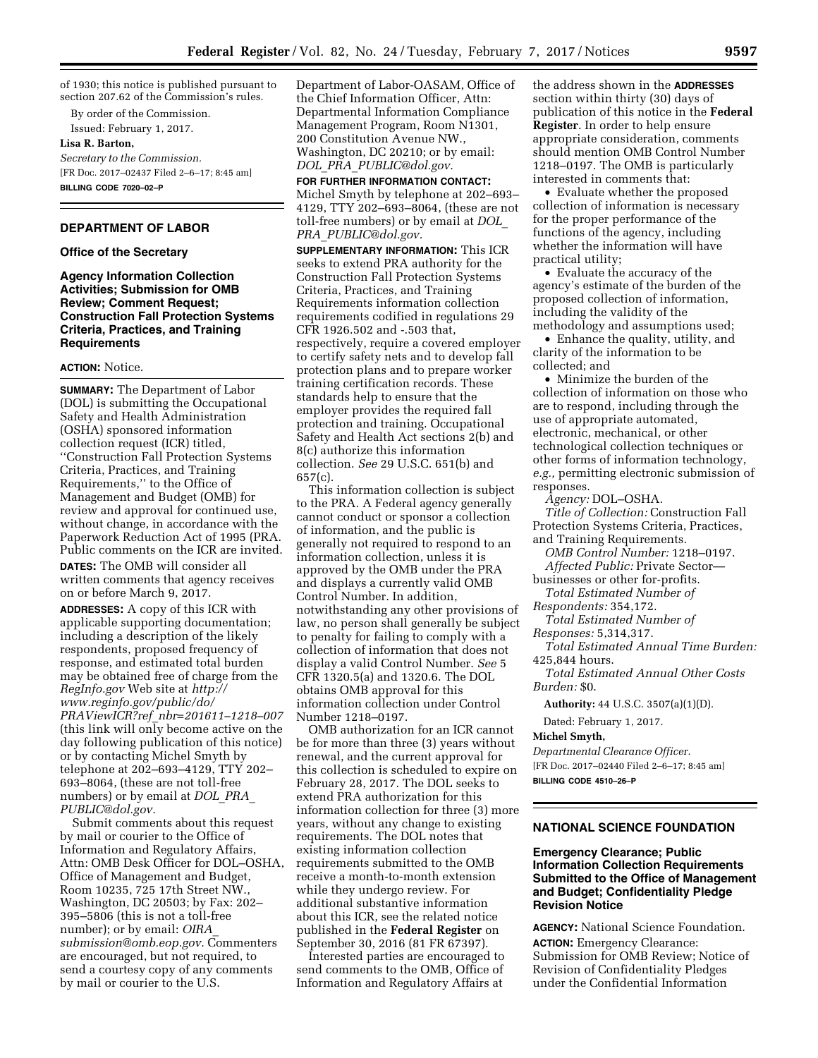of 1930; this notice is published pursuant to section 207.62 of the Commission's rules.

By order of the Commission.

Issued: February 1, 2017.

**Lisa R. Barton,**

*Secretary to the Commission.*

[FR Doc. 2017–02437 Filed 2–6–17; 8:45 am]

**BILLING CODE 7020–02–P**

## DEPARTMENT OF LABOR

### Office of the Secretary

### Agency Information Collection Activities; Submission for OMB Review; Comment Request; Construction Fall Protection Systems Criteria, Practices, and Training Requirements

**ACTION:** Notice.

**SUMMARY:** The Department of Labor (DOL) is submitting the Occupational Safety and Health Administration (OSHA) sponsored information collection request (ICR) titled, ''Construction Fall Protection Systems Criteria, Practices, and Training Requirements,'' to the Office of Management and Budget (OMB) for review and approval for continued use, without change, in accordance with the Paperwork Reduction Act of 1995 (PRA. Public comments on the ICR are invited.

**DATES:** The OMB will consider all written comments that agency receives on or before March 9, 2017.

**ADDRESSES:** A copy of this ICR with applicable supporting documentation; including a description of the likely respondents, proposed frequency of response, and estimated total burden may be obtained free of charge from the *RegInfo.gov* Web site at *http://www.reginfo.gov/public/do/PRAViewICR?ref_nbr=201611–1218–007* (this link will only become active on the day following publication of this notice) or by contacting Michel Smyth by telephone at 202–693–4129, TTY 202–693–8064, (these are not toll-free numbers) or by email at *DOL_PRA_PUBLIC@dol.gov.*

Submit comments about this request by mail or courier to the Office of Information and Regulatory Affairs, Attn: OMB Desk Officer for DOL–OSHA, Office of Management and Budget, Room 10235, 725 17th Street NW., Washington, DC 20503; by Fax: 202–395–5806 (this is not a toll-free number); or by email: *OIRA_submission@omb.eop.gov.* Commenters are encouraged, but not required, to send a courtesy copy of any comments by mail or courier to the U.S. Department of Labor-OASAM, Office of the Chief Information Officer, Attn: Departmental Information Compliance Management Program, Room N1301, 200 Constitution Avenue NW., Washington, DC 20210; or by email: *DOL_PRA_PUBLIC@dol.gov.*

**FOR FURTHER INFORMATION CONTACT:** Michel Smyth by telephone at 202–693–4129, TTY 202–693–8064, (these are not toll-free numbers) or by email at *DOL_PRA_PUBLIC@dol.gov.*

**SUPPLEMENTARY INFORMATION:** This ICR seeks to extend PRA authority for the Construction Fall Protection Systems Criteria, Practices, and Training Requirements information collection requirements codified in regulations 29 CFR 1926.502 and -.503 that, respectively, require a covered employer to certify safety nets and to develop fall protection plans and to prepare worker training certification records. These standards help to ensure that the employer provides the required fall protection and training. Occupational Safety and Health Act sections 2(b) and 8(c) authorize this information collection. *See* 29 U.S.C. 651(b) and 657(c).

This information collection is subject to the PRA. A Federal agency generally cannot conduct or sponsor a collection of information, and the public is generally not required to respond to an information collection, unless it is approved by the OMB under the PRA and displays a currently valid OMB Control Number. In addition, notwithstanding any other provisions of law, no person shall generally be subject to penalty for failing to comply with a collection of information that does not display a valid Control Number. *See* 5 CFR 1320.5(a) and 1320.6. The DOL obtains OMB approval for this information collection under Control Number 1218–0197.

OMB authorization for an ICR cannot be for more than three (3) years without renewal, and the current approval for this collection is scheduled to expire on February 28, 2017. The DOL seeks to extend PRA authorization for this information collection for three (3) more years, without any change to existing requirements. The DOL notes that existing information collection requirements submitted to the OMB receive a month-to-month extension while they undergo review. For additional substantive information about this ICR, see the related notice published in the **Federal Register** on September 30, 2016 (81 FR 67397).

Interested parties are encouraged to send comments to the OMB, Office of Information and Regulatory Affairs at the address shown in the **ADDRESSES** section within thirty (30) days of publication of this notice in the **Federal Register**. In order to help ensure appropriate consideration, comments should mention OMB Control Number 1218–0197. The OMB is particularly interested in comments that:

- Evaluate whether the proposed collection of information is necessary for the proper performance of the functions of the agency, including whether the information will have practical utility;
- Evaluate the accuracy of the agency's estimate of the burden of the proposed collection of information, including the validity of the methodology and assumptions used;
- Enhance the quality, utility, and clarity of the information to be collected; and
- Minimize the burden of the collection of information on those who are to respond, including through the use of appropriate automated, electronic, mechanical, or other technological collection techniques or other forms of information technology, *e.g.,* permitting electronic submission of responses.

*Agency:* DOL–OSHA.

*Title of Collection:* Construction Fall Protection Systems Criteria, Practices, and Training Requirements.

*OMB Control Number:* 1218–0197.

*Affected Public:* Private Sector—businesses or other for-profits.

*Total Estimated Number of Respondents:* 354,172.

*Total Estimated Number of Responses:* 5,314,317.

*Total Estimated Annual Time Burden:* 425,844 hours.

*Total Estimated Annual Other Costs Burden:* $0.

**Authority:** 44 U.S.C. 3507(a)(1)(D).

Dated: February 1, 2017.

**Michel Smyth,**

*Departmental Clearance Officer.*

[FR Doc. 2017–02440 Filed 2–6–17; 8:45 am]

**BILLING CODE 4510–26–P**

## NATIONAL SCIENCE FOUNDATION

### Emergency Clearance; Public Information Collection Requirements Submitted to the Office of Management and Budget; Confidentiality Pledge Revision Notice

**AGENCY:** National Science Foundation.

**ACTION:** Emergency Clearance: Submission for OMB Review; Notice of Revision of Confidentiality Pledges under the Confidential Information